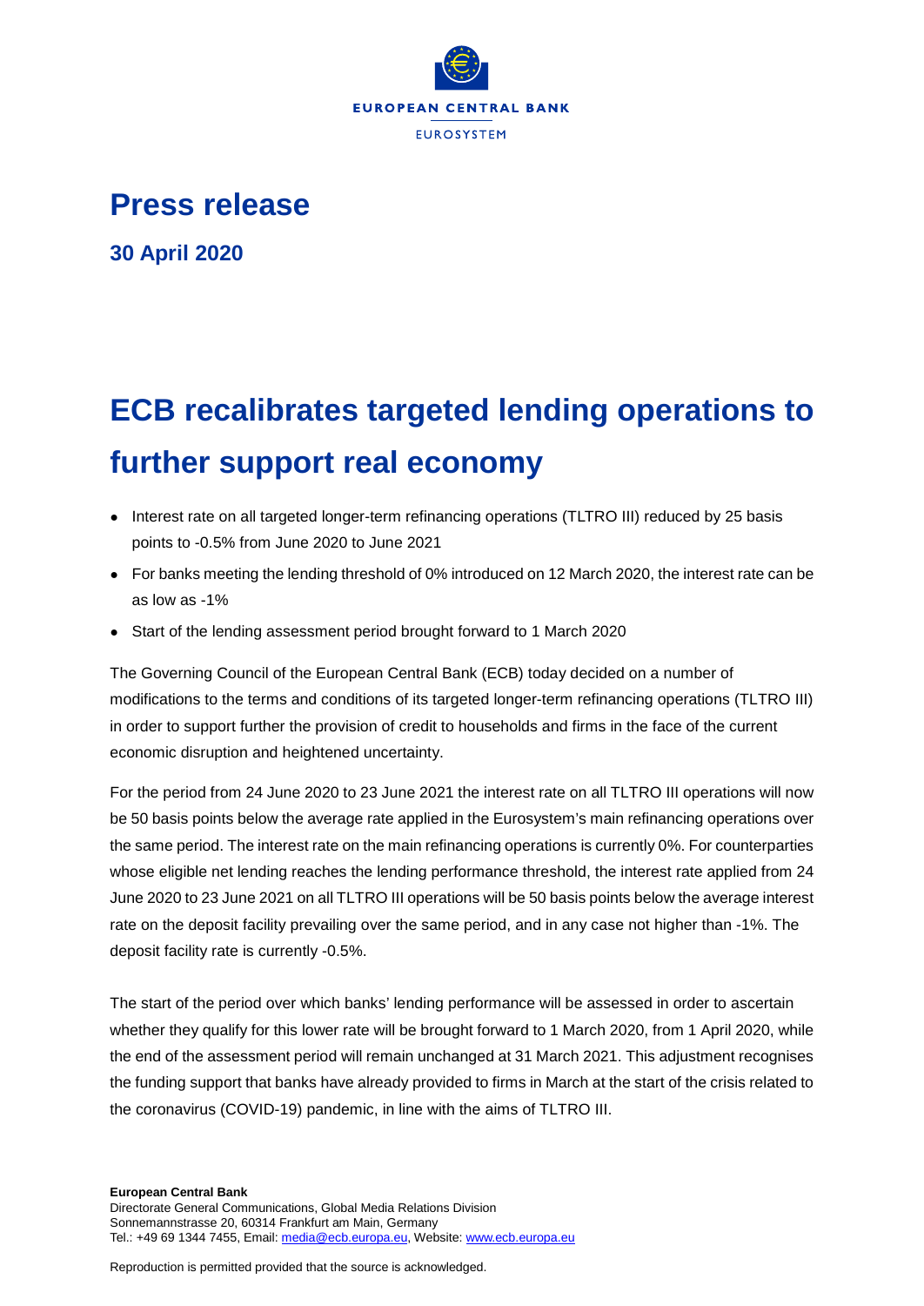EUROPEAN CENTRAL BANK

EUROSYSTEM

# Press release

**30 April 2020**

# ECB recalibrates targeted lending operations to further support real economy

- Interest rate on all targeted longer-term refinancing operations (TLTRO III) reduced by 25 basis points to -0.5% from June 2020 to June 2021
- For banks meeting the lending threshold of 0% introduced on 12 March 2020, the interest rate can be as low as -1%
- Start of the lending assessment period brought forward to 1 March 2020

The Governing Council of the European Central Bank (ECB) today decided on a number of modifications to the terms and conditions of its targeted longer-term refinancing operations (TLTRO III) in order to support further the provision of credit to households and firms in the face of the current economic disruption and heightened uncertainty.

For the period from 24 June 2020 to 23 June 2021 the interest rate on all TLTRO III operations will now be 50 basis points below the average rate applied in the Eurosystem's main refinancing operations over the same period. The interest rate on the main refinancing operations is currently 0%. For counterparties whose eligible net lending reaches the lending performance threshold, the interest rate applied from 24 June 2020 to 23 June 2021 on all TLTRO III operations will be 50 basis points below the average interest rate on the deposit facility prevailing over the same period, and in any case not higher than -1%. The deposit facility rate is currently -0.5%.

The start of the period over which banks' lending performance will be assessed in order to ascertain whether they qualify for this lower rate will be brought forward to 1 March 2020, from 1 April 2020, while the end of the assessment period will remain unchanged at 31 March 2021. This adjustment recognises the funding support that banks have already provided to firms in March at the start of the crisis related to the coronavirus (COVID-19) pandemic, in line with the aims of TLTRO III.

**European Central Bank**
Directorate General Communications, Global Media Relations Division
Sonnemannstrasse 20, 60314 Frankfurt am Main, Germany
Tel.: +49 69 1344 7455, Email: media@ecb.europa.eu, Website: www.ecb.europa.eu

Reproduction is permitted provided that the source is acknowledged.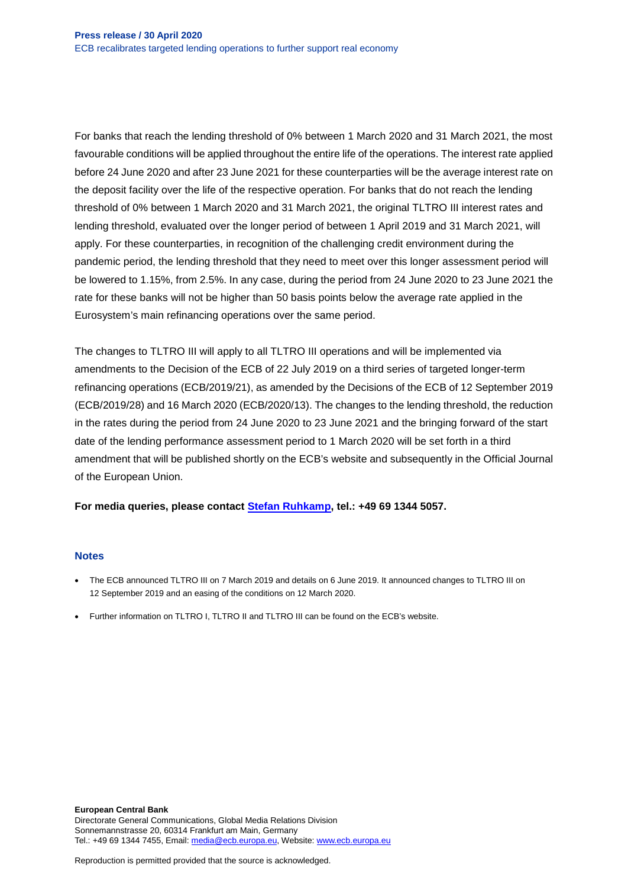For banks that reach the lending threshold of 0% between 1 March 2020 and 31 March 2021, the most favourable conditions will be applied throughout the entire life of the operations. The interest rate applied before 24 June 2020 and after 23 June 2021 for these counterparties will be the average interest rate on the deposit facility over the life of the respective operation. For banks that do not reach the lending threshold of 0% between 1 March 2020 and 31 March 2021, the original TLTRO III interest rates and lending threshold, evaluated over the longer period of between 1 April 2019 and 31 March 2021, will apply. For these counterparties, in recognition of the challenging credit environment during the pandemic period, the lending threshold that they need to meet over this longer assessment period will be lowered to 1.15%, from 2.5%. In any case, during the period from 24 June 2020 to 23 June 2021 the rate for these banks will not be higher than 50 basis points below the average rate applied in the Eurosystem's main refinancing operations over the same period.

The changes to TLTRO III will apply to all TLTRO III operations and will be implemented via amendments to the Decision of the ECB of 22 July 2019 on a third series of targeted longer-term refinancing operations (ECB/2019/21), as amended by the Decisions of the ECB of 12 September 2019 (ECB/2019/28) and 16 March 2020 (ECB/2020/13). The changes to the lending threshold, the reduction in the rates during the period from 24 June 2020 to 23 June 2021 and the bringing forward of the start date of the lending performance assessment period to 1 March 2020 will be set forth in a third amendment that will be published shortly on the ECB's website and subsequently in the Official Journal of the European Union.

**For media queries, please contact Stefan Ruhkamp, tel.: +49 69 1344 5057.**

## Notes

- The ECB announced TLTRO III on 7 March 2019 and details on 6 June 2019. It announced changes to TLTRO III on 12 September 2019 and an easing of the conditions on 12 March 2020.
- Further information on TLTRO I, TLTRO II and TLTRO III can be found on the ECB's website.

**European Central Bank**
Directorate General Communications, Global Media Relations Division
Sonnemannstrasse 20, 60314 Frankfurt am Main, Germany
Tel.: +49 69 1344 7455, Email: media@ecb.europa.eu, Website: www.ecb.europa.eu

Reproduction is permitted provided that the source is acknowledged.